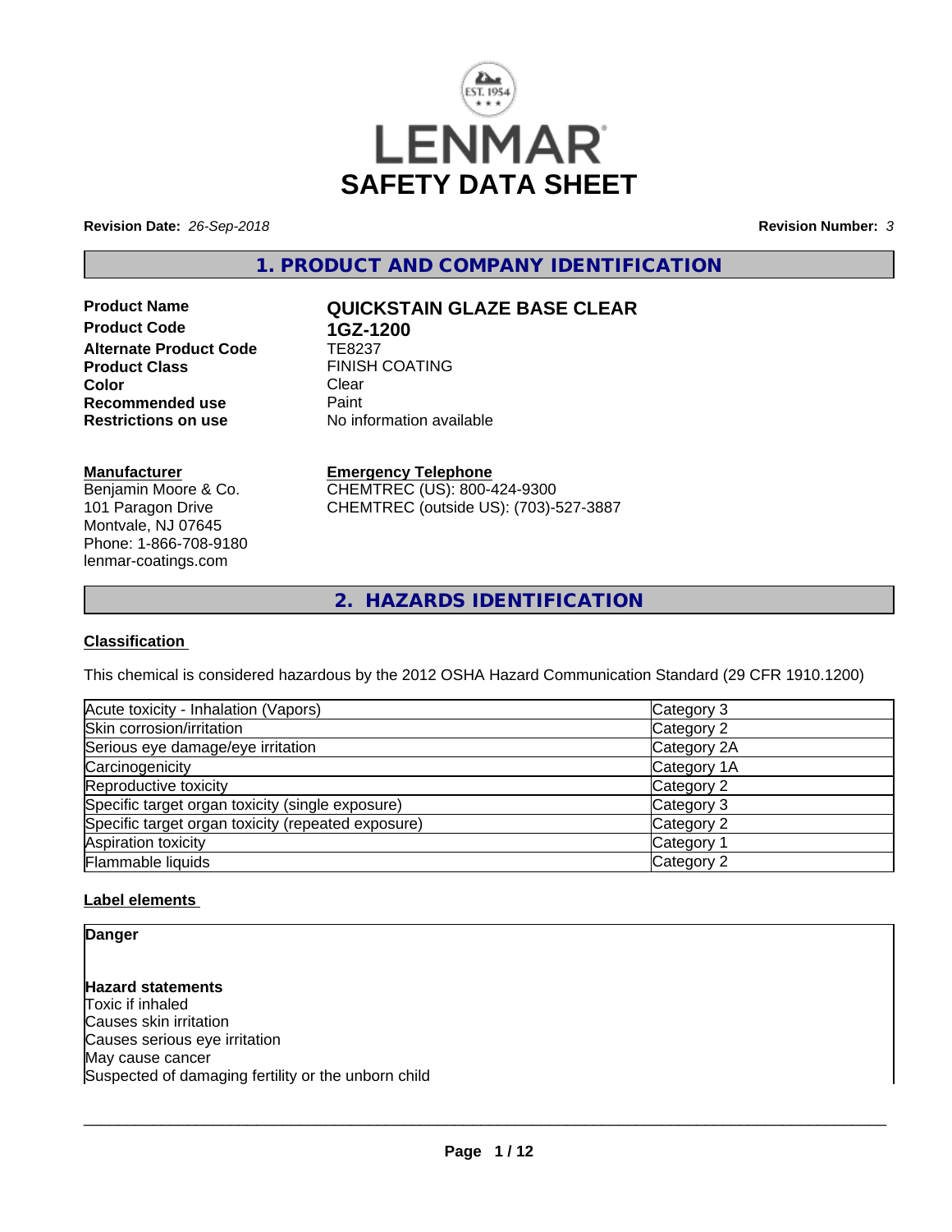# SAFETY DATA SHEET

**Revision Date:** *26-Sep-2018* **Revision Number:** *3*

## 1. PRODUCT AND COMPANY IDENTIFICATION

| | |
|---|---|
| **Product Name** | **QUICKSTAIN GLAZE BASE CLEAR** |
| **Product Code** | **1GZ-1200** |
| **Alternate Product Code** | TE8237 |
| **Product Class** | FINISH COATING |
| **Color** | Clear |
| **Recommended use** | Paint |
| **Restrictions on use** | No information available |

**Manufacturer**
Benjamin Moore & Co.
101 Paragon Drive
Montvale, NJ 07645
Phone: 1-866-708-9180
lenmar-coatings.com

**Emergency Telephone**
CHEMTREC (US): 800-424-9300
CHEMTREC (outside US): (703)-527-3887

## 2. HAZARDS IDENTIFICATION

### Classification

This chemical is considered hazardous by the 2012 OSHA Hazard Communication Standard (29 CFR 1910.1200)

| Hazard | Category |
|---|---|
| Acute toxicity - Inhalation (Vapors) | Category 3 |
| Skin corrosion/irritation | Category 2 |
| Serious eye damage/eye irritation | Category 2A |
| Carcinogenicity | Category 1A |
| Reproductive toxicity | Category 2 |
| Specific target organ toxicity (single exposure) | Category 3 |
| Specific target organ toxicity (repeated exposure) | Category 2 |
| Aspiration toxicity | Category 1 |
| Flammable liquids | Category 2 |

### Label elements

**Danger**

**Hazard statements**
Toxic if inhaled
Causes skin irritation
Causes serious eye irritation
May cause cancer
Suspected of damaging fertility or the unborn child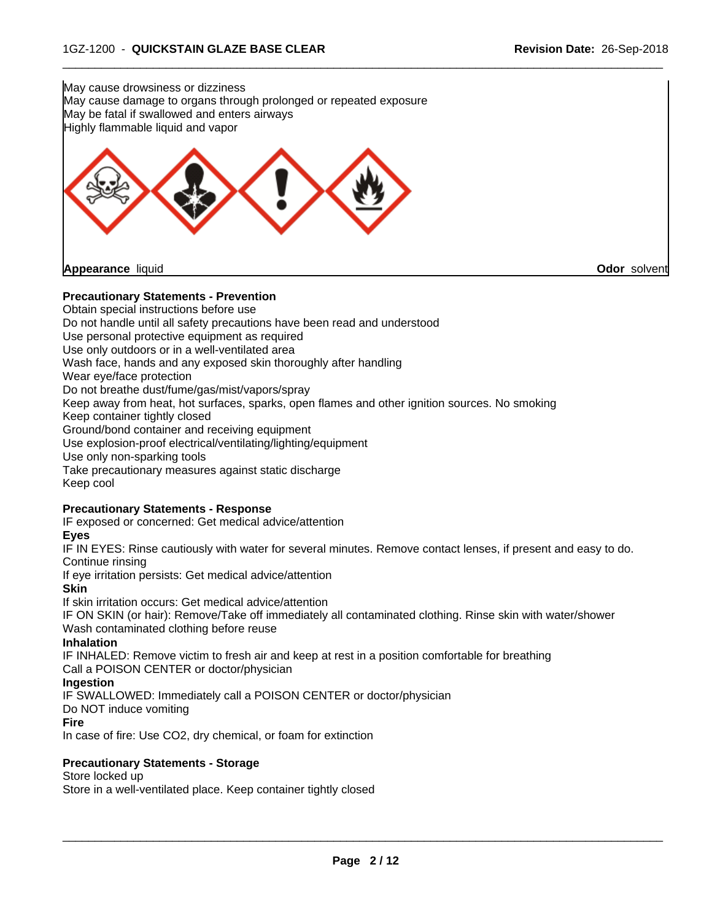May cause drowsiness or dizziness
May cause damage to organs through prolonged or repeated exposure
May be fatal if swallowed and enters airways
Highly flammable liquid and vapor

**Appearance** liquid **Odor** solvent

**Precautionary Statements - Prevention**

Obtain special instructions before use
Do not handle until all safety precautions have been read and understood
Use personal protective equipment as required
Use only outdoors or in a well-ventilated area
Wash face, hands and any exposed skin thoroughly after handling
Wear eye/face protection
Do not breathe dust/fume/gas/mist/vapors/spray
Keep away from heat, hot surfaces, sparks, open flames and other ignition sources. No smoking
Keep container tightly closed
Ground/bond container and receiving equipment
Use explosion-proof electrical/ventilating/lighting/equipment
Use only non-sparking tools
Take precautionary measures against static discharge
Keep cool

**Precautionary Statements - Response**

IF exposed or concerned: Get medical advice/attention

**Eyes**

IF IN EYES: Rinse cautiously with water for several minutes. Remove contact lenses, if present and easy to do. Continue rinsing
If eye irritation persists: Get medical advice/attention

**Skin**

If skin irritation occurs: Get medical advice/attention
IF ON SKIN (or hair): Remove/Take off immediately all contaminated clothing. Rinse skin with water/shower
Wash contaminated clothing before reuse

**Inhalation**

IF INHALED: Remove victim to fresh air and keep at rest in a position comfortable for breathing
Call a POISON CENTER or doctor/physician

**Ingestion**

IF SWALLOWED: Immediately call a POISON CENTER or doctor/physician
Do NOT induce vomiting

**Fire**

In case of fire: Use CO2, dry chemical, or foam for extinction

**Precautionary Statements - Storage**

Store locked up
Store in a well-ventilated place. Keep container tightly closed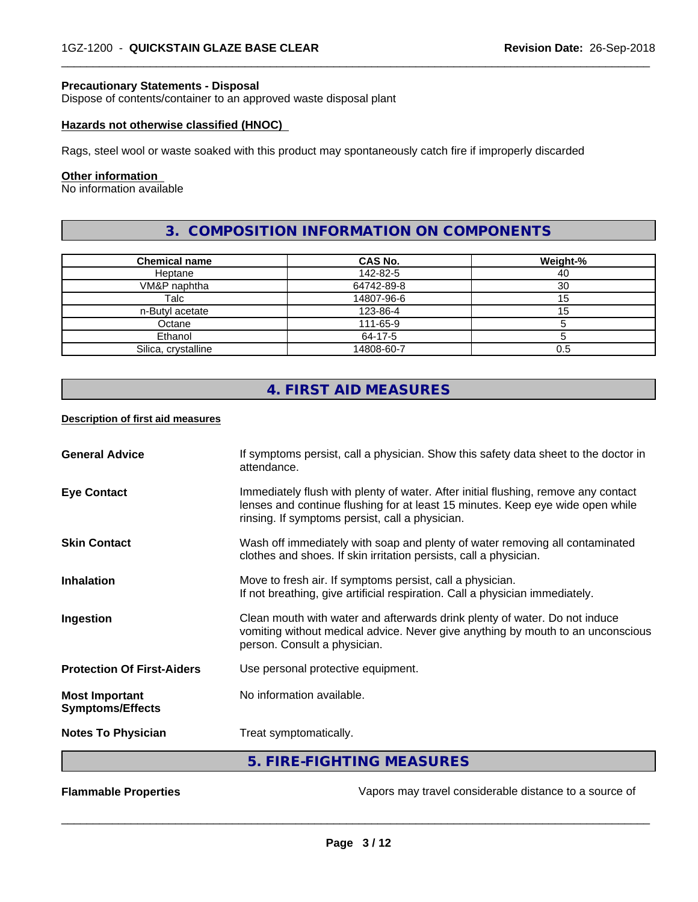**Precautionary Statements - Disposal**
Dispose of contents/container to an approved waste disposal plant

**Hazards not otherwise classified (HNOC)**

Rags, steel wool or waste soaked with this product may spontaneously catch fire if improperly discarded

**Other information**
No information available

## 3. COMPOSITION INFORMATION ON COMPONENTS

| Chemical name | CAS No. | Weight-% |
|---|---|---|
| Heptane | 142-82-5 | 40 |
| VM&P naphtha | 64742-89-8 | 30 |
| Talc | 14807-96-6 | 15 |
| n-Butyl acetate | 123-86-4 | 15 |
| Octane | 111-65-9 | 5 |
| Ethanol | 64-17-5 | 5 |
| Silica, crystalline | 14808-60-7 | 0.5 |

## 4. FIRST AID MEASURES

**Description of first aid measures**

**General Advice**
If symptoms persist, call a physician. Show this safety data sheet to the doctor in attendance.

**Eye Contact**
Immediately flush with plenty of water. After initial flushing, remove any contact lenses and continue flushing for at least 15 minutes. Keep eye wide open while rinsing. If symptoms persist, call a physician.

**Skin Contact**
Wash off immediately with soap and plenty of water removing all contaminated clothes and shoes. If skin irritation persists, call a physician.

**Inhalation**
Move to fresh air. If symptoms persist, call a physician.
If not breathing, give artificial respiration. Call a physician immediately.

**Ingestion**
Clean mouth with water and afterwards drink plenty of water. Do not induce vomiting without medical advice. Never give anything by mouth to an unconscious person. Consult a physician.

**Protection Of First-Aiders**
Use personal protective equipment.

**Most Important Symptoms/Effects**
No information available.

**Notes To Physician**
Treat symptomatically.

## 5. FIRE-FIGHTING MEASURES

**Flammable Properties**
Vapors may travel considerable distance to a source of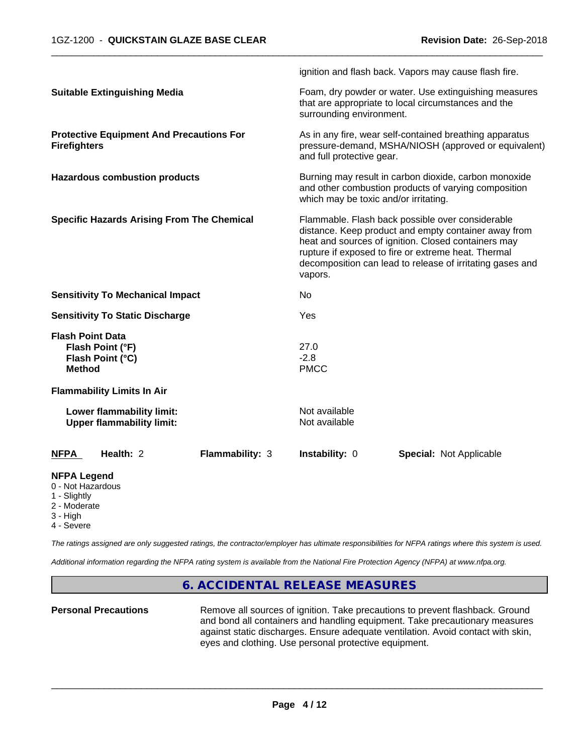ignition and flash back. Vapors may cause flash fire.

| | |
|---|---|
| **Suitable Extinguishing Media** | Foam, dry powder or water. Use extinguishing measures that are appropriate to local circumstances and the surrounding environment. |
| **Protective Equipment And Precautions For Firefighters** | As in any fire, wear self-contained breathing apparatus pressure-demand, MSHA/NIOSH (approved or equivalent) and full protective gear. |
| **Hazardous combustion products** | Burning may result in carbon dioxide, carbon monoxide and other combustion products of varying composition which may be toxic and/or irritating. |
| **Specific Hazards Arising From The Chemical** | Flammable. Flash back possible over considerable distance. Keep product and empty container away from heat and sources of ignition. Closed containers may rupture if exposed to fire or extreme heat. Thermal decomposition can lead to release of irritating gases and vapors. |
| **Sensitivity To Mechanical Impact** | No |
| **Sensitivity To Static Discharge** | Yes |

**Flash Point Data**

| | |
|---|---|
| **Flash Point (°F)** | 27.0 |
| **Flash Point (°C)** | -2.8 |
| **Method** | PMCC |

**Flammability Limits In Air**

| | |
|---|---|
| **Lower flammability limit:** | Not available |
| **Upper flammability limit:** | Not available |

| **NFPA** | **Health:** 2 | **Flammability:** 3 | **Instability:** 0 | **Special:** Not Applicable |
|---|---|---|---|---|

**NFPA Legend**

- 0 - Not Hazardous
- 1 - Slightly
- 2 - Moderate
- 3 - High
- 4 - Severe

*The ratings assigned are only suggested ratings, the contractor/employer has ultimate responsibilities for NFPA ratings where this system is used.*

*Additional information regarding the NFPA rating system is available from the National Fire Protection Agency (NFPA) at www.nfpa.org.*

## 6. ACCIDENTAL RELEASE MEASURES

| | |
|---|---|
| **Personal Precautions** | Remove all sources of ignition. Take precautions to prevent flashback. Ground and bond all containers and handling equipment. Take precautionary measures against static discharges. Ensure adequate ventilation. Avoid contact with skin, eyes and clothing. Use personal protective equipment. |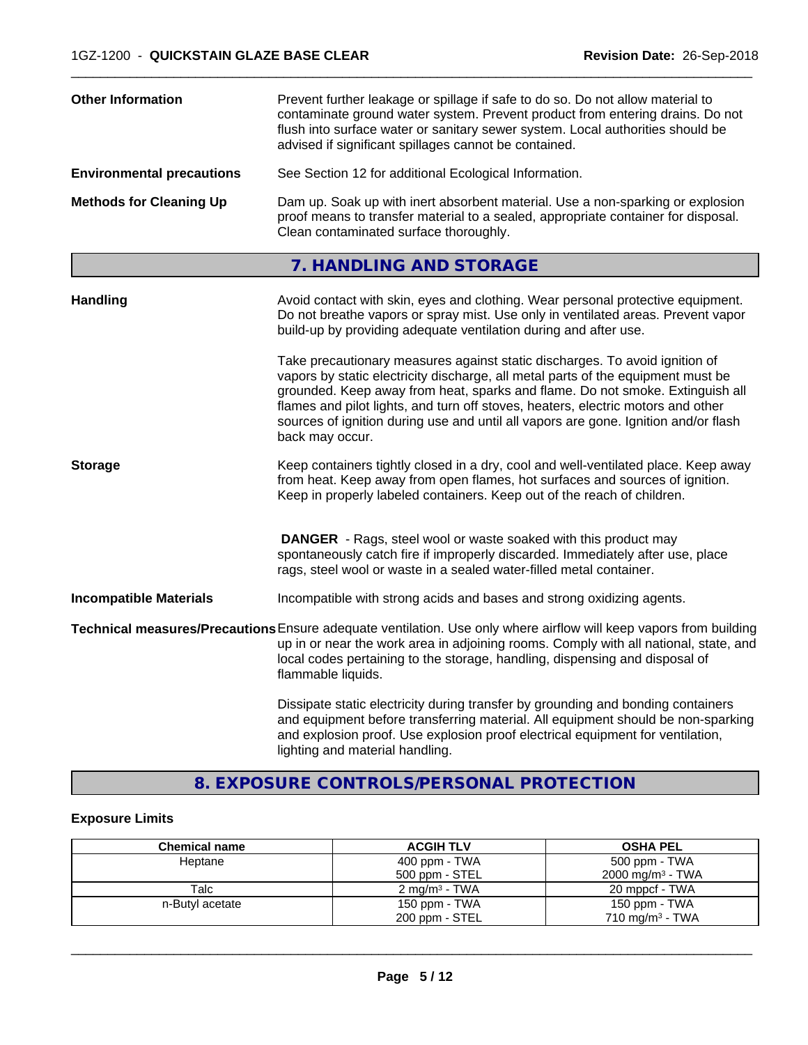**Other Information** Prevent further leakage or spillage if safe to do so. Do not allow material to contaminate ground water system. Prevent product from entering drains. Do not flush into surface water or sanitary sewer system. Local authorities should be advised if significant spillages cannot be contained.

**Environmental precautions** See Section 12 for additional Ecological Information.

**Methods for Cleaning Up** Dam up. Soak up with inert absorbent material. Use a non-sparking or explosion proof means to transfer material to a sealed, appropriate container for disposal. Clean contaminated surface thoroughly.

## 7. HANDLING AND STORAGE

**Handling** Avoid contact with skin, eyes and clothing. Wear personal protective equipment. Do not breathe vapors or spray mist. Use only in ventilated areas. Prevent vapor build-up by providing adequate ventilation during and after use.

Take precautionary measures against static discharges. To avoid ignition of vapors by static electricity discharge, all metal parts of the equipment must be grounded. Keep away from heat, sparks and flame. Do not smoke. Extinguish all flames and pilot lights, and turn off stoves, heaters, electric motors and other sources of ignition during use and until all vapors are gone. Ignition and/or flash back may occur.

**Storage** Keep containers tightly closed in a dry, cool and well-ventilated place. Keep away from heat. Keep away from open flames, hot surfaces and sources of ignition. Keep in properly labeled containers. Keep out of the reach of children.

**DANGER** - Rags, steel wool or waste soaked with this product may spontaneously catch fire if improperly discarded. Immediately after use, place rags, steel wool or waste in a sealed water-filled metal container.

**Incompatible Materials** Incompatible with strong acids and bases and strong oxidizing agents.

**Technical measures/Precautions** Ensure adequate ventilation. Use only where airflow will keep vapors from building up in or near the work area in adjoining rooms. Comply with all national, state, and local codes pertaining to the storage, handling, dispensing and disposal of flammable liquids.

Dissipate static electricity during transfer by grounding and bonding containers and equipment before transferring material. All equipment should be non-sparking and explosion proof. Use explosion proof electrical equipment for ventilation, lighting and material handling.

## 8. EXPOSURE CONTROLS/PERSONAL PROTECTION

### Exposure Limits

| Chemical name | ACGIH TLV | OSHA PEL |
|---|---|---|
| Heptane | 400 ppm - TWA<br>500 ppm - STEL | 500 ppm - TWA<br>2000 mg/m³ - TWA |
| Talc | 2 mg/m³ - TWA | 20 mppcf - TWA |
| n-Butyl acetate | 150 ppm - TWA<br>200 ppm - STEL | 150 ppm - TWA<br>710 mg/m³ - TWA |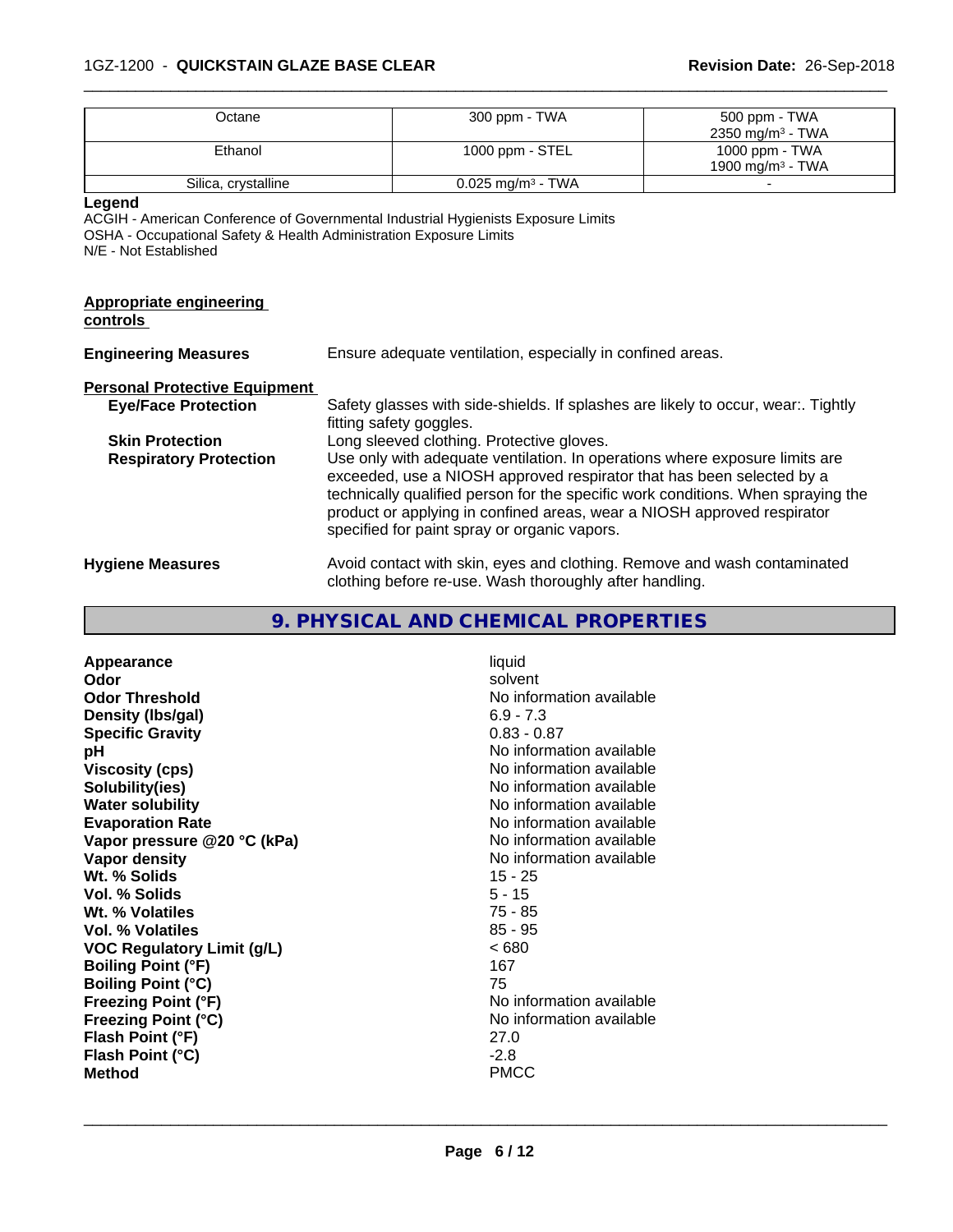| Octane | 300 ppm - TWA | 500 ppm - TWA<br>2350 mg/m³ - TWA |
|---|---|---|
| Ethanol | 1000 ppm - STEL | 1000 ppm - TWA<br>1900 mg/m³ - TWA |
| Silica, crystalline | 0.025 mg/m³ - TWA | - |

**Legend**

ACGIH - American Conference of Governmental Industrial Hygienists Exposure Limits
OSHA - Occupational Safety & Health Administration Exposure Limits
N/E - Not Established

**Appropriate engineering controls**

**Engineering Measures** Ensure adequate ventilation, especially in confined areas.

**Personal Protective Equipment**

**Eye/Face Protection** Safety glasses with side-shields. If splashes are likely to occur, wear:. Tightly fitting safety goggles.

**Skin Protection** Long sleeved clothing. Protective gloves.

**Respiratory Protection** Use only with adequate ventilation. In operations where exposure limits are exceeded, use a NIOSH approved respirator that has been selected by a technically qualified person for the specific work conditions. When spraying the product or applying in confined areas, wear a NIOSH approved respirator specified for paint spray or organic vapors.

**Hygiene Measures** Avoid contact with skin, eyes and clothing. Remove and wash contaminated clothing before re-use. Wash thoroughly after handling.

## 9. PHYSICAL AND CHEMICAL PROPERTIES

| Property | Value |
|---|---|
| **Appearance** | liquid |
| **Odor** | solvent |
| **Odor Threshold** | No information available |
| **Density (lbs/gal)** | 6.9 - 7.3 |
| **Specific Gravity** | 0.83 - 0.87 |
| **pH** | No information available |
| **Viscosity (cps)** | No information available |
| **Solubility(ies)** | No information available |
| **Water solubility** | No information available |
| **Evaporation Rate** | No information available |
| **Vapor pressure @20 °C (kPa)** | No information available |
| **Vapor density** | No information available |
| **Wt. % Solids** | 15 - 25 |
| **Vol. % Solids** | 5 - 15 |
| **Wt. % Volatiles** | 75 - 85 |
| **Vol. % Volatiles** | 85 - 95 |
| **VOC Regulatory Limit (g/L)** | < 680 |
| **Boiling Point (°F)** | 167 |
| **Boiling Point (°C)** | 75 |
| **Freezing Point (°F)** | No information available |
| **Freezing Point (°C)** | No information available |
| **Flash Point (°F)** | 27.0 |
| **Flash Point (°C)** | -2.8 |
| **Method** | PMCC |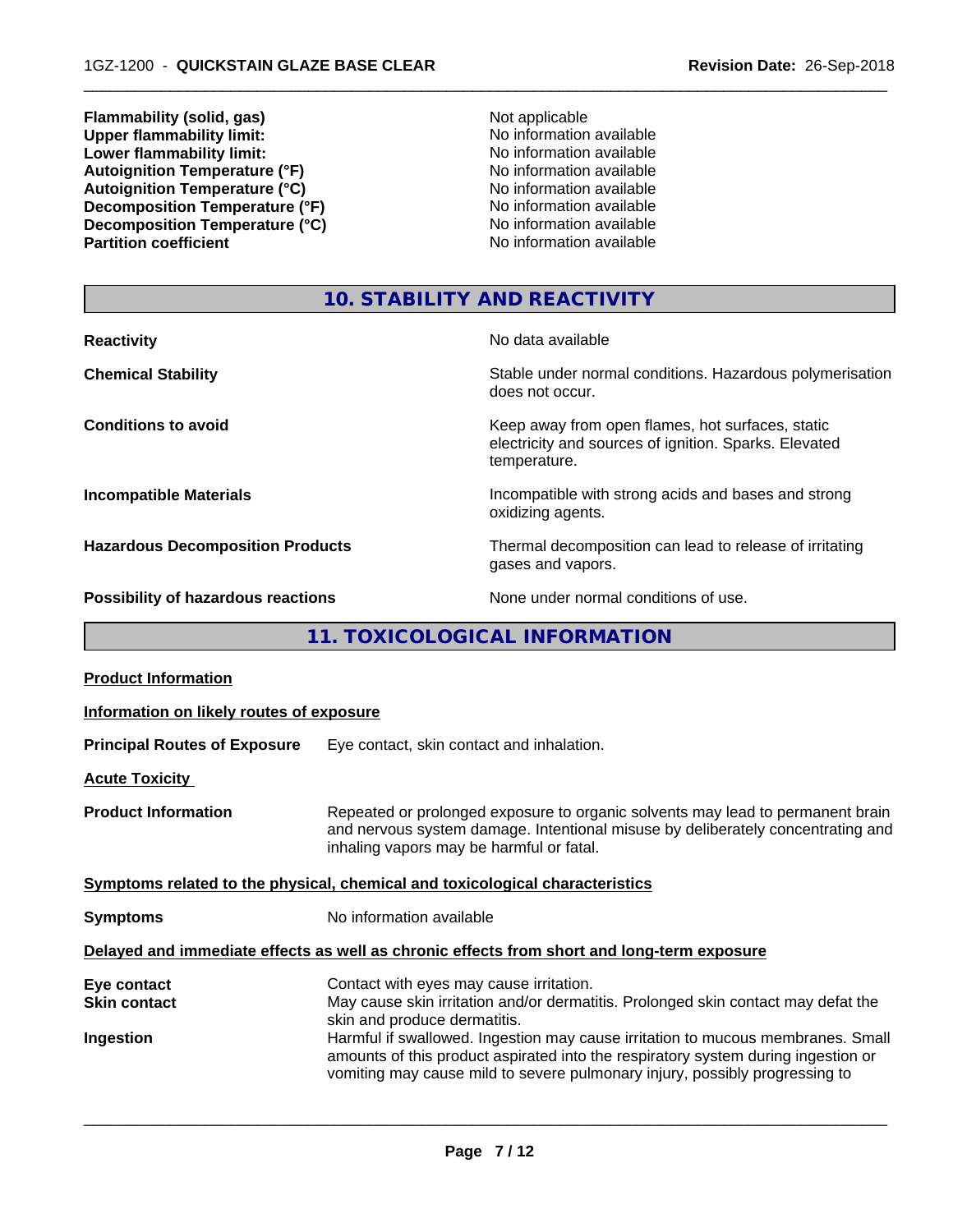| | |
|---|---|
| **Flammability (solid, gas)** | Not applicable |
| **Upper flammability limit:** | No information available |
| **Lower flammability limit:** | No information available |
| **Autoignition Temperature (°F)** | No information available |
| **Autoignition Temperature (°C)** | No information available |
| **Decomposition Temperature (°F)** | No information available |
| **Decomposition Temperature (°C)** | No information available |
| **Partition coefficient** | No information available |

## 10. STABILITY AND REACTIVITY

| | |
|---|---|
| **Reactivity** | No data available |
| **Chemical Stability** | Stable under normal conditions. Hazardous polymerisation does not occur. |
| **Conditions to avoid** | Keep away from open flames, hot surfaces, static electricity and sources of ignition. Sparks. Elevated temperature. |
| **Incompatible Materials** | Incompatible with strong acids and bases and strong oxidizing agents. |
| **Hazardous Decomposition Products** | Thermal decomposition can lead to release of irritating gases and vapors. |
| **Possibility of hazardous reactions** | None under normal conditions of use. |

## 11. TOXICOLOGICAL INFORMATION

**Product Information**

**Information on likely routes of exposure**

**Principal Routes of Exposure** Eye contact, skin contact and inhalation.

**Acute Toxicity**

**Product Information** Repeated or prolonged exposure to organic solvents may lead to permanent brain and nervous system damage. Intentional misuse by deliberately concentrating and inhaling vapors may be harmful or fatal.

**Symptoms related to the physical, chemical and toxicological characteristics**

**Symptoms** No information available

**Delayed and immediate effects as well as chronic effects from short and long-term exposure**

| | |
|---|---|
| **Eye contact** | Contact with eyes may cause irritation. |
| **Skin contact** | May cause skin irritation and/or dermatitis. Prolonged skin contact may defat the skin and produce dermatitis. |
| **Ingestion** | Harmful if swallowed. Ingestion may cause irritation to mucous membranes. Small amounts of this product aspirated into the respiratory system during ingestion or vomiting may cause mild to severe pulmonary injury, possibly progressing to |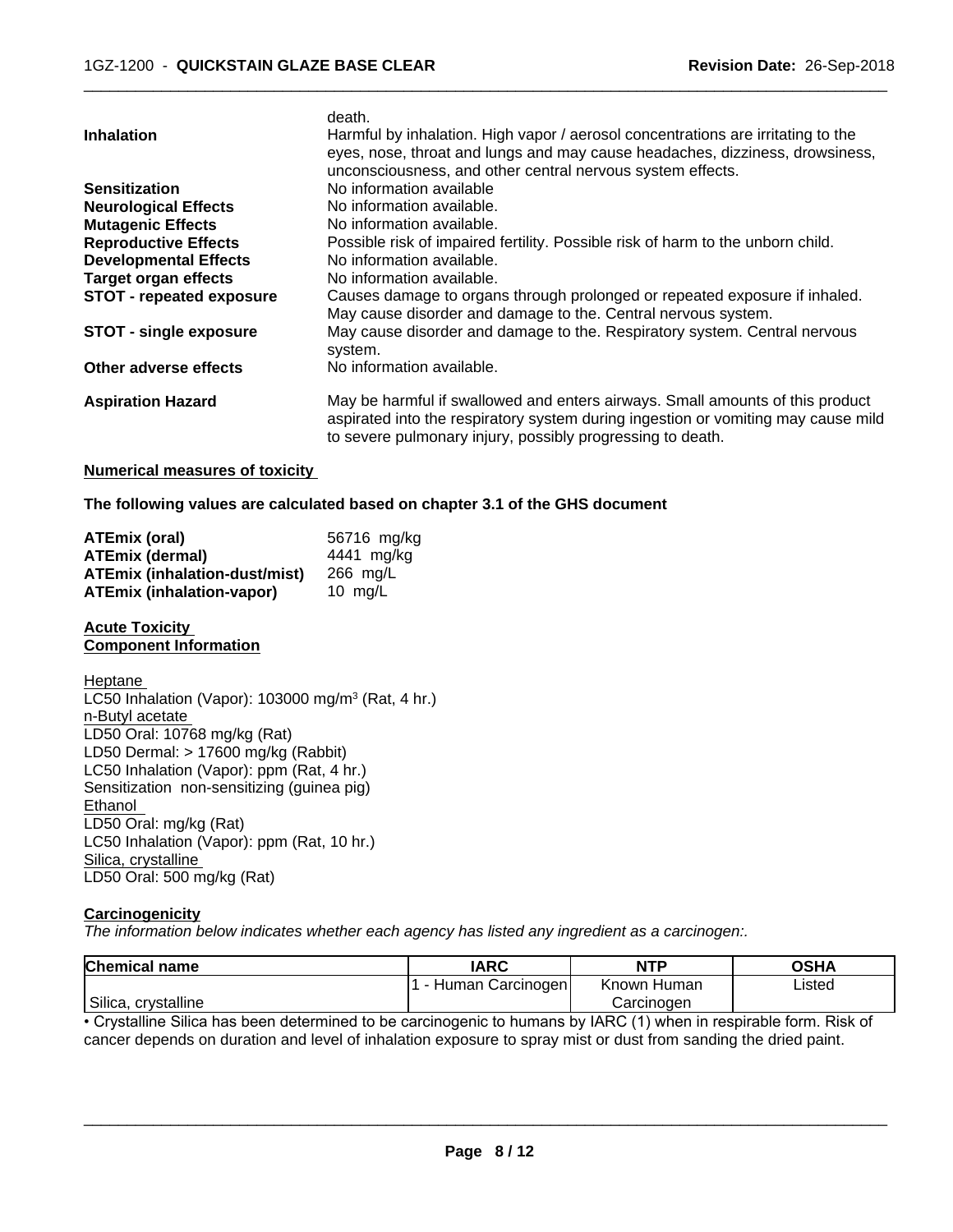| | |
|---|---|
| | death. |
| **Inhalation** | Harmful by inhalation. High vapor / aerosol concentrations are irritating to the eyes, nose, throat and lungs and may cause headaches, dizziness, drowsiness, unconsciousness, and other central nervous system effects. |
| **Sensitization** | No information available |
| **Neurological Effects** | No information available. |
| **Mutagenic Effects** | No information available. |
| **Reproductive Effects** | Possible risk of impaired fertility. Possible risk of harm to the unborn child. |
| **Developmental Effects** | No information available. |
| **Target organ effects** | No information available. |
| **STOT - repeated exposure** | Causes damage to organs through prolonged or repeated exposure if inhaled. May cause disorder and damage to the. Central nervous system. |
| **STOT - single exposure** | May cause disorder and damage to the. Respiratory system. Central nervous system. |
| **Other adverse effects** | No information available. |
| **Aspiration Hazard** | May be harmful if swallowed and enters airways. Small amounts of this product aspirated into the respiratory system during ingestion or vomiting may cause mild to severe pulmonary injury, possibly progressing to death. |

**Numerical measures of toxicity**

**The following values are calculated based on chapter 3.1 of the GHS document**

| | |
|---|---|
| **ATEmix (oral)** | 56716 mg/kg |
| **ATEmix (dermal)** | 4441 mg/kg |
| **ATEmix (inhalation-dust/mist)** | 266 mg/L |
| **ATEmix (inhalation-vapor)** | 10 mg/L |

**Acute Toxicity**
**Component Information**

Heptane
LC50 Inhalation (Vapor): 103000 mg/m³ (Rat, 4 hr.)
n-Butyl acetate
LD50 Oral: 10768 mg/kg (Rat)
LD50 Dermal: > 17600 mg/kg (Rabbit)
LC50 Inhalation (Vapor): ppm (Rat, 4 hr.)
Sensitization non-sensitizing (guinea pig)
Ethanol
LD50 Oral: mg/kg (Rat)
LC50 Inhalation (Vapor): ppm (Rat, 10 hr.)
Silica, crystalline
LD50 Oral: 500 mg/kg (Rat)

**Carcinogenicity**

*The information below indicates whether each agency has listed any ingredient as a carcinogen:.*

| Chemical name | IARC | NTP | OSHA |
|---|---|---|---|
| Silica, crystalline | 1 - Human Carcinogen | Known Human Carcinogen | Listed |

• Crystalline Silica has been determined to be carcinogenic to humans by IARC (1) when in respirable form. Risk of cancer depends on duration and level of inhalation exposure to spray mist or dust from sanding the dried paint.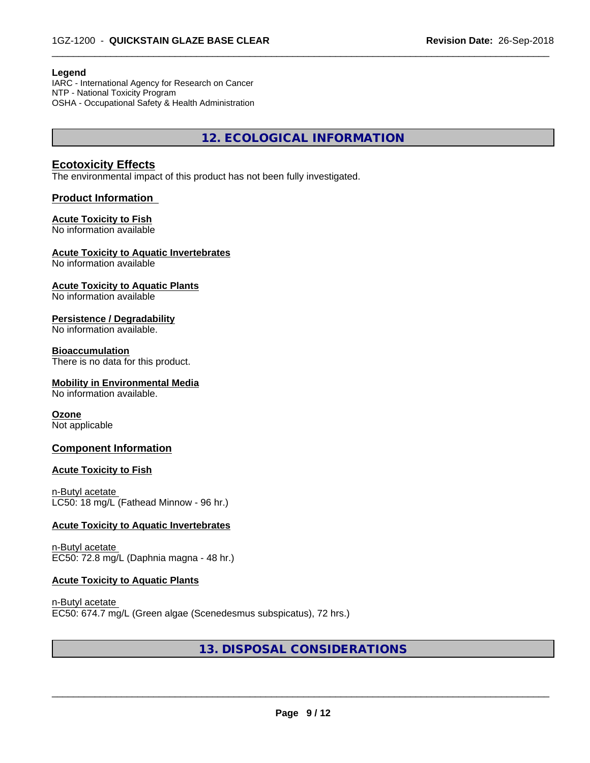**Legend**
IARC - International Agency for Research on Cancer
NTP - National Toxicity Program
OSHA - Occupational Safety & Health Administration

## 12. ECOLOGICAL INFORMATION

### Ecotoxicity Effects

The environmental impact of this product has not been fully investigated.

### Product Information

**Acute Toxicity to Fish**
No information available

**Acute Toxicity to Aquatic Invertebrates**
No information available

**Acute Toxicity to Aquatic Plants**
No information available

**Persistence / Degradability**
No information available.

**Bioaccumulation**
There is no data for this product.

**Mobility in Environmental Media**
No information available.

**Ozone**
Not applicable

### Component Information

**Acute Toxicity to Fish**

n-Butyl acetate
LC50: 18 mg/L (Fathead Minnow - 96 hr.)

**Acute Toxicity to Aquatic Invertebrates**

n-Butyl acetate
EC50: 72.8 mg/L (Daphnia magna - 48 hr.)

**Acute Toxicity to Aquatic Plants**

n-Butyl acetate
EC50: 674.7 mg/L (Green algae (Scenedesmus subspicatus), 72 hrs.)

## 13. DISPOSAL CONSIDERATIONS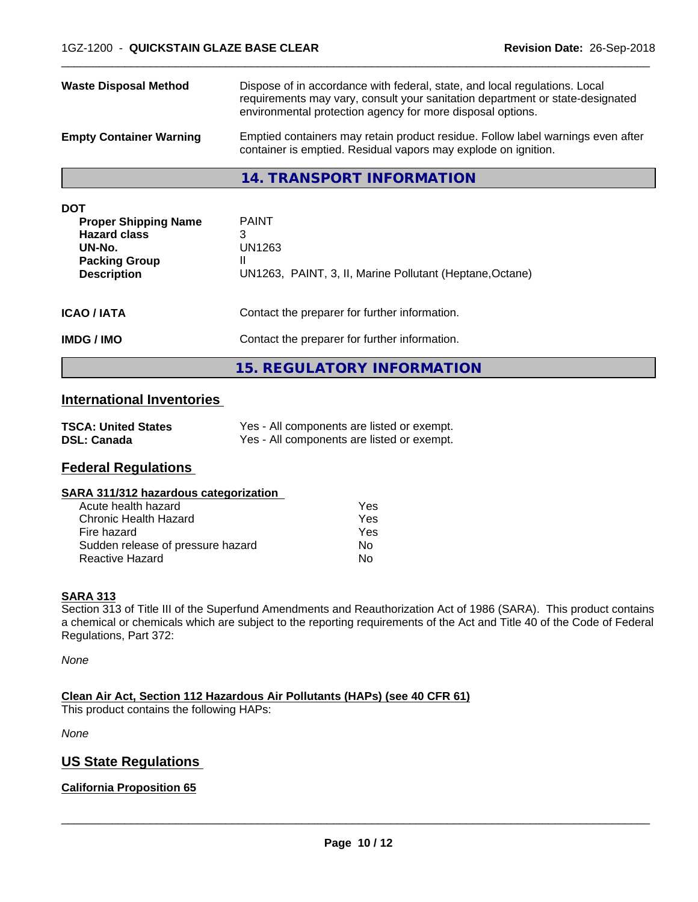| | |
|---|---|
| **Waste Disposal Method** | Dispose of in accordance with federal, state, and local regulations. Local requirements may vary, consult your sanitation department or state-designated environmental protection agency for more disposal options. |
| **Empty Container Warning** | Emptied containers may retain product residue. Follow label warnings even after container is emptied. Residual vapors may explode on ignition. |

## 14. TRANSPORT INFORMATION

**DOT**

| | |
|---|---|
| **Proper Shipping Name** | PAINT |
| **Hazard class** | 3 |
| **UN-No.** | UN1263 |
| **Packing Group** | II |
| **Description** | UN1263, PAINT, 3, II, Marine Pollutant (Heptane,Octane) |

| | |
|---|---|
| **ICAO / IATA** | Contact the preparer for further information. |
| **IMDG / IMO** | Contact the preparer for further information. |

## 15. REGULATORY INFORMATION

### International Inventories

| | |
|---|---|
| **TSCA: United States** | Yes - All components are listed or exempt. |
| **DSL: Canada** | Yes - All components are listed or exempt. |

### Federal Regulations

**SARA 311/312 hazardous categorization**

| | |
|---|---|
| Acute health hazard | Yes |
| Chronic Health Hazard | Yes |
| Fire hazard | Yes |
| Sudden release of pressure hazard | No |
| Reactive Hazard | No |

**SARA 313**

Section 313 of Title III of the Superfund Amendments and Reauthorization Act of 1986 (SARA). This product contains a chemical or chemicals which are subject to the reporting requirements of the Act and Title 40 of the Code of Federal Regulations, Part 372:

*None*

**Clean Air Act, Section 112 Hazardous Air Pollutants (HAPs) (see 40 CFR 61)**

This product contains the following HAPs:

*None*

### US State Regulations

**California Proposition 65**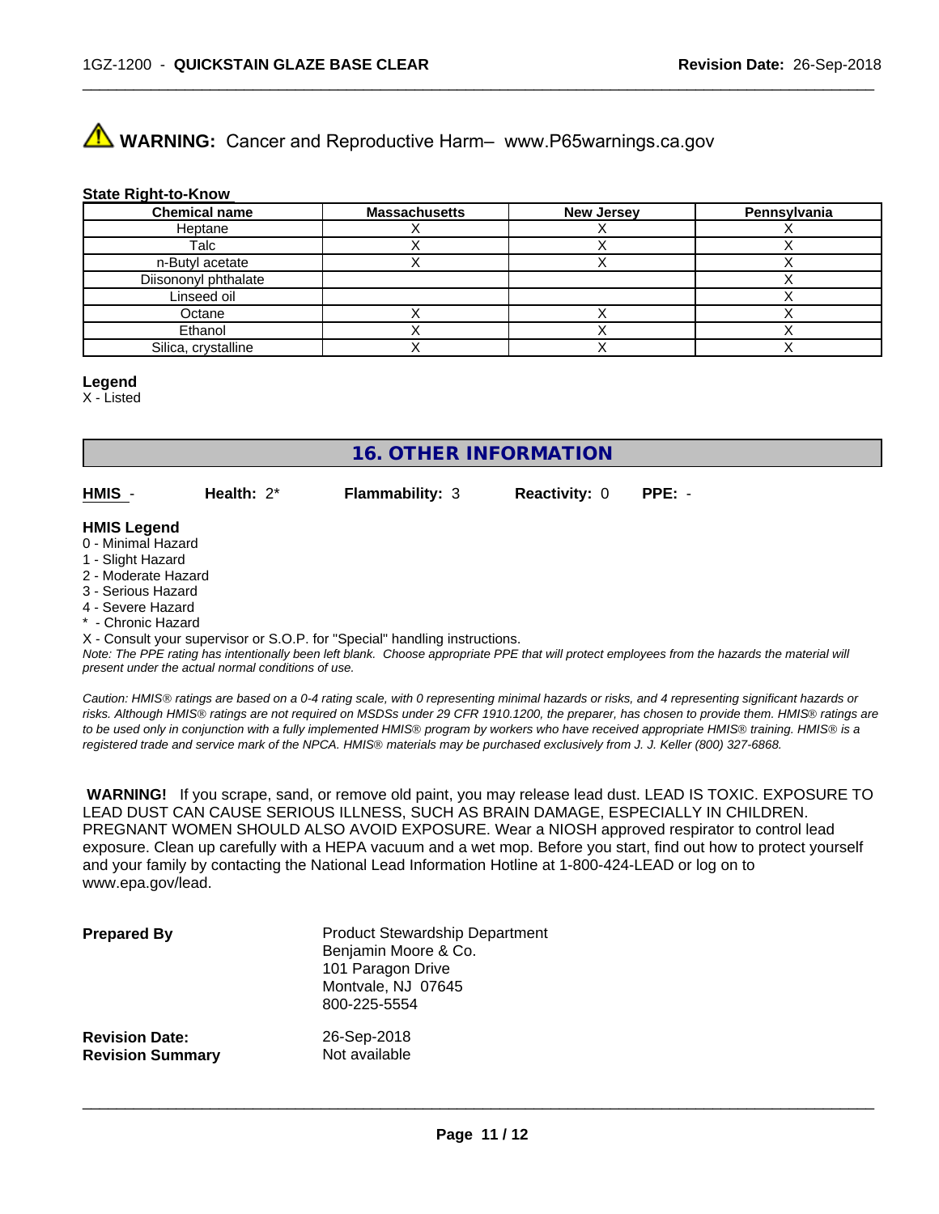**WARNING:** Cancer and Reproductive Harm– www.P65warnings.ca.gov

**State Right-to-Know**

| Chemical name | Massachusetts | New Jersey | Pennsylvania |
|---|---|---|---|
| Heptane | X | X | X |
| Talc | X | X | X |
| n-Butyl acetate | X | X | X |
| Diisononyl phthalate | | | X |
| Linseed oil | | | X |
| Octane | X | X | X |
| Ethanol | X | X | X |
| Silica, crystalline | X | X | X |

**Legend**

X - Listed

## 16. OTHER INFORMATION

**HMIS** - **Health:** 2* **Flammability:** 3 **Reactivity:** 0 **PPE:** -

**HMIS Legend**

0 - Minimal Hazard
1 - Slight Hazard
2 - Moderate Hazard
3 - Serious Hazard
4 - Severe Hazard
* - Chronic Hazard
X - Consult your supervisor or S.O.P. for "Special" handling instructions.

*Note: The PPE rating has intentionally been left blank. Choose appropriate PPE that will protect employees from the hazards the material will present under the actual normal conditions of use.*

*Caution: HMIS® ratings are based on a 0-4 rating scale, with 0 representing minimal hazards or risks, and 4 representing significant hazards or risks. Although HMIS® ratings are not required on MSDSs under 29 CFR 1910.1200, the preparer, has chosen to provide them. HMIS® ratings are to be used only in conjunction with a fully implemented HMIS® program by workers who have received appropriate HMIS® training. HMIS® is a registered trade and service mark of the NPCA. HMIS® materials may be purchased exclusively from J. J. Keller (800) 327-6868.*

**WARNING!** If you scrape, sand, or remove old paint, you may release lead dust. LEAD IS TOXIC. EXPOSURE TO LEAD DUST CAN CAUSE SERIOUS ILLNESS, SUCH AS BRAIN DAMAGE, ESPECIALLY IN CHILDREN. PREGNANT WOMEN SHOULD ALSO AVOID EXPOSURE. Wear a NIOSH approved respirator to control lead exposure. Clean up carefully with a HEPA vacuum and a wet mop. Before you start, find out how to protect yourself and your family by contacting the National Lead Information Hotline at 1-800-424-LEAD or log on to www.epa.gov/lead.

**Prepared By** Product Stewardship Department
Benjamin Moore & Co.
101 Paragon Drive
Montvale, NJ 07645
800-225-5554

**Revision Date:** 26-Sep-2018
**Revision Summary** Not available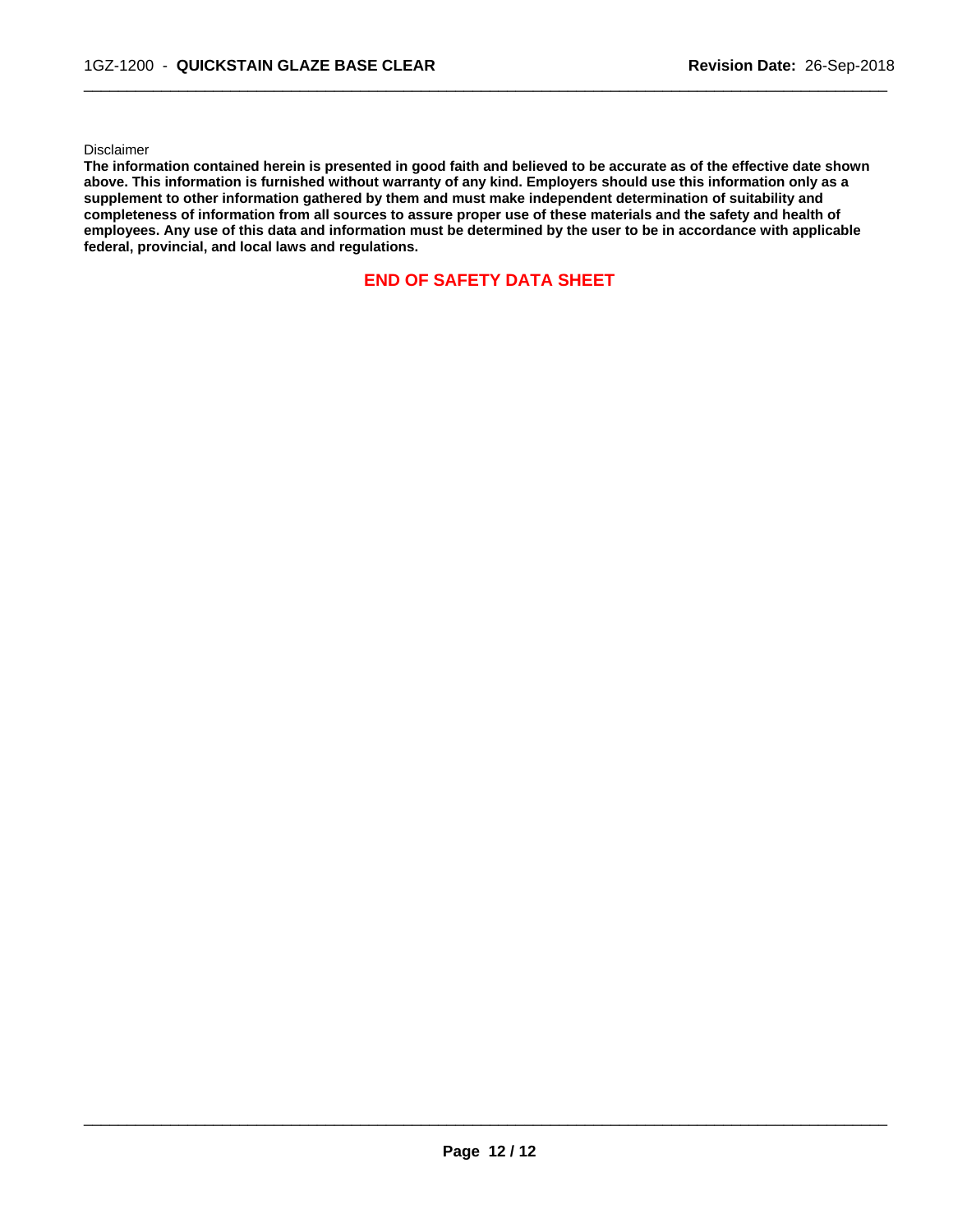Disclaimer

**The information contained herein is presented in good faith and believed to be accurate as of the effective date shown above. This information is furnished without warranty of any kind. Employers should use this information only as a supplement to other information gathered by them and must make independent determination of suitability and completeness of information from all sources to assure proper use of these materials and the safety and health of employees. Any use of this data and information must be determined by the user to be in accordance with applicable federal, provincial, and local laws and regulations.**

**END OF SAFETY DATA SHEET**